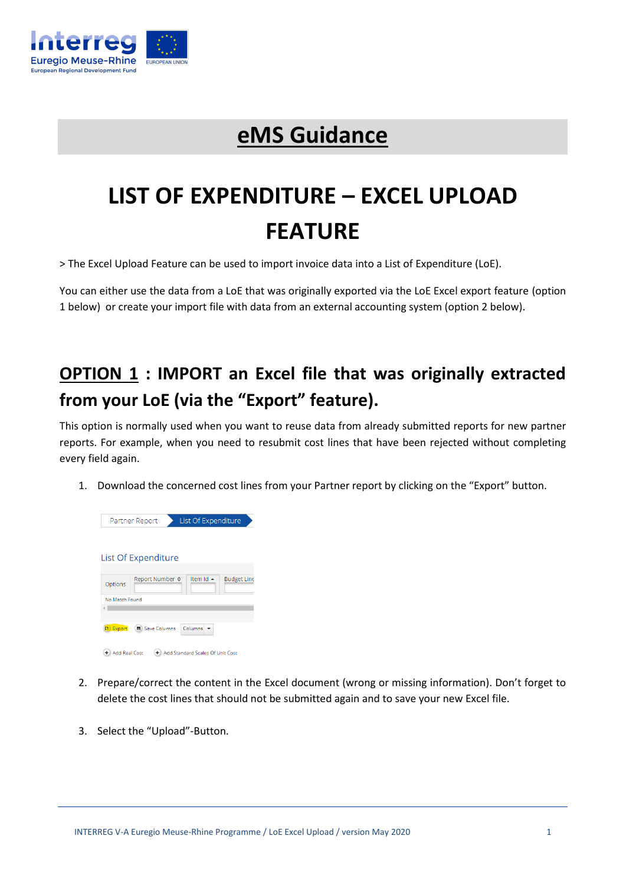# eMS Guidance

# LIST OF EXPENDITURE – EXCEL UPLOAD FEATURE

> The Excel Upload Feature can be used to import invoice data into a List of Expenditure (LoE).

You can either use the data from a LoE that was originally exported via the LoE Excel export feature (option 1 below) or create your import file with data from an external accounting system (option 2 below).

## OPTION 1 : IMPORT an Excel file that was originally extracted from your LoE (via the "Export" feature).

This option is normally used when you want to reuse data from already submitted reports for new partner reports. For example, when you need to resubmit cost lines that have been rejected without completing every field again.

1. Download the concerned cost lines from your Partner report by clicking on the "Export" button.

2. Prepare/correct the content in the Excel document (wrong or missing information). Don't forget to delete the cost lines that should not be submitted again and to save your new Excel file.

3. Select the "Upload"-Button.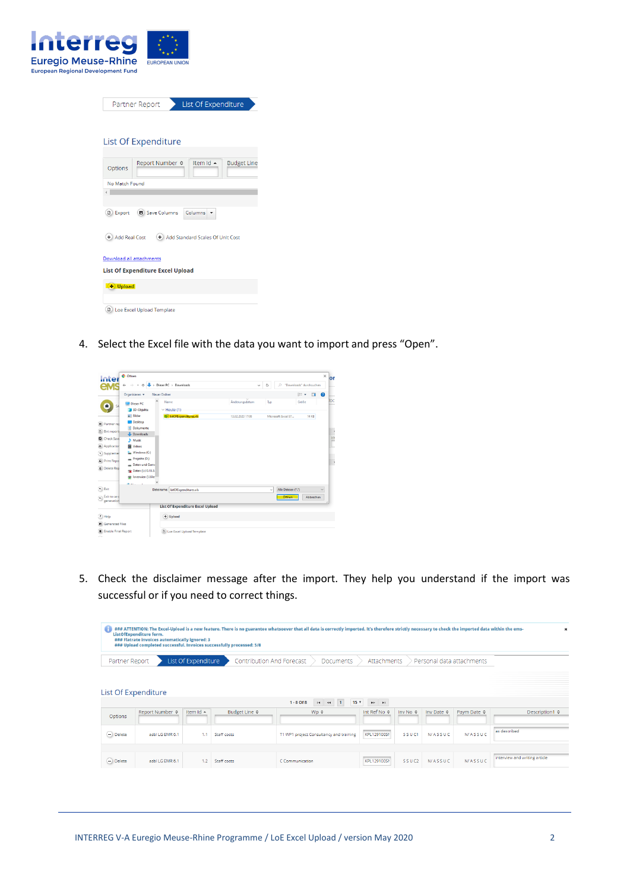4. Select the Excel file with the data you want to import and press "Open".

5. Check the disclaimer message after the import. They help you understand if the import was successful or if you need to correct things.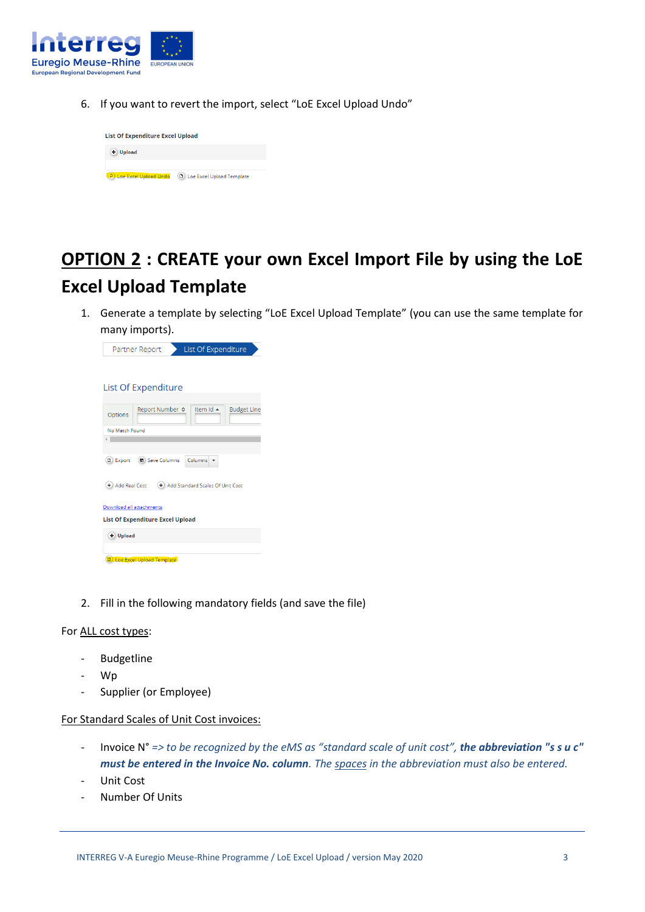6. If you want to revert the import, select "LoE Excel Upload Undo"

## OPTION 2 : CREATE your own Excel Import File by using the LoE Excel Upload Template

1. Generate a template by selecting "LoE Excel Upload Template" (you can use the same template for many imports).

2. Fill in the following mandatory fields (and save the file)

For ALL cost types:

- Budgetline
- Wp
- Supplier (or Employee)

For Standard Scales of Unit Cost invoices:

- Invoice N° *=> to be recognized by the eMS as "standard scale of unit cost",* ***the abbreviation "s s u c" must be entered in the Invoice No. column****. The spaces in the abbreviation must also be entered.*
- Unit Cost
- Number Of Units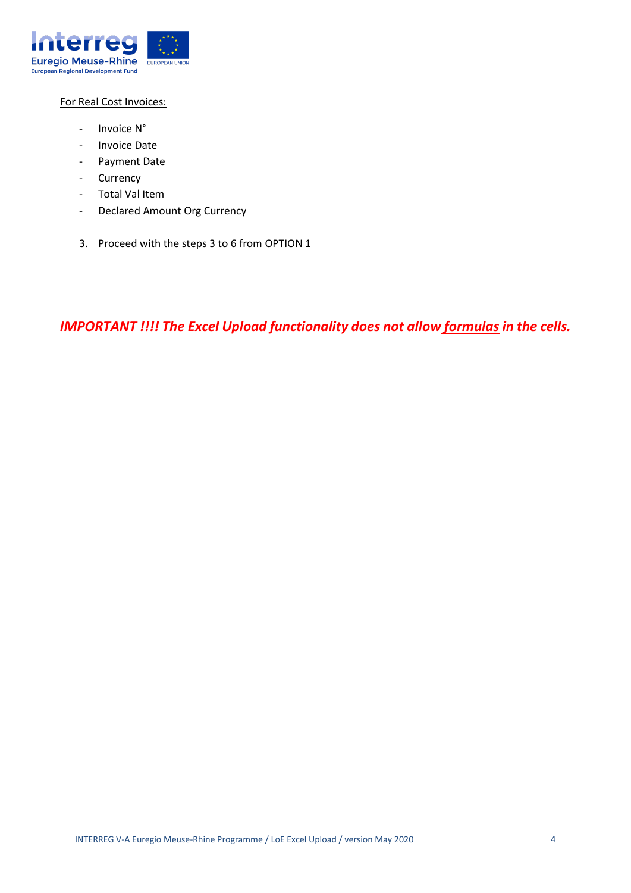For Real Cost Invoices:

- Invoice N°
- Invoice Date
- Payment Date
- Currency
- Total Val Item
- Declared Amount Org Currency

3. Proceed with the steps 3 to 6 from OPTION 1

***IMPORTANT !!!! The Excel Upload functionality does not allow formulas in the cells.***